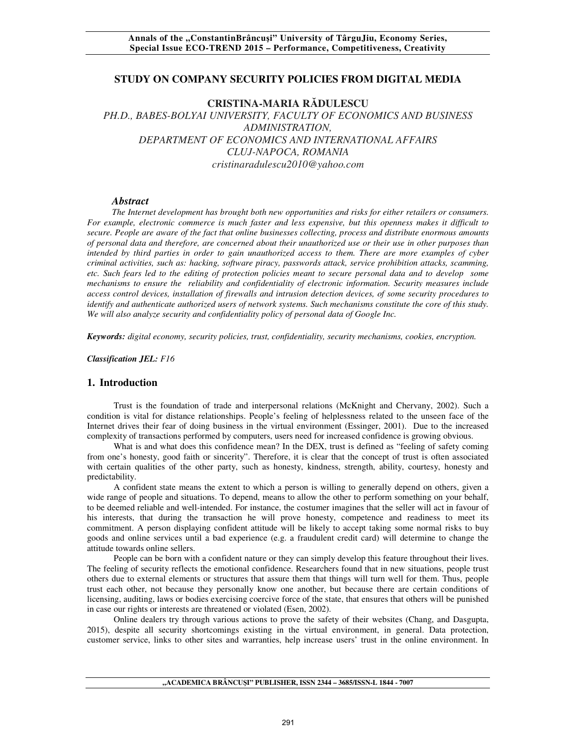# STUDY ON COMPANY SECURITY POLICIES FROM DIGITAL MEDIA

**CRISTINA-MARIA RĂDULESCU**

*PH.D., BABES-BOLYAI UNIVERSITY, FACULTY OF ECONOMICS AND BUSINESS ADMINISTRATION,*
*DEPARTMENT OF ECONOMICS AND INTERNATIONAL AFFAIRS*
*CLUJ-NAPOCA, ROMANIA*
*cristinaradulescu2010@yahoo.com*

***Abstract***

*The Internet development has brought both new opportunities and risks for either retailers or consumers. For example, electronic commerce is much faster and less expensive, but this openness makes it difficult to secure. People are aware of the fact that online businesses collecting, process and distribute enormous amounts of personal data and therefore, are concerned about their unauthorized use or their use in other purposes than intended by third parties in order to gain unauthorized access to them. There are more examples of cyber criminal activities, such as: hacking, software piracy, passwords attack, service prohibition attacks, scamming, etc. Such fears led to the editing of protection policies meant to secure personal data and to develop some mechanisms to ensure the reliability and confidentiality of electronic information. Security measures include access control devices, installation of firewalls and intrusion detection devices, of some security procedures to identify and authenticate authorized users of network systems. Such mechanisms constitute the core of this study. We will also analyze security and confidentiality policy of personal data of Google Inc.*

***Keywords:*** *digital economy, security policies, trust, confidentiality, security mechanisms, cookies, encryption.*

***Classification JEL:*** *F16*

## 1. Introduction

Trust is the foundation of trade and interpersonal relations (McKnight and Chervany, 2002). Such a condition is vital for distance relationships. People's feeling of helplessness related to the unseen face of the Internet drives their fear of doing business in the virtual environment (Essinger, 2001). Due to the increased complexity of transactions performed by computers, users need for increased confidence is growing obvious.

What is and what does this confidence mean? In the DEX, trust is defined as "feeling of safety coming from one's honesty, good faith or sincerity". Therefore, it is clear that the concept of trust is often associated with certain qualities of the other party, such as honesty, kindness, strength, ability, courtesy, honesty and predictability.

A confident state means the extent to which a person is willing to generally depend on others, given a wide range of people and situations. To depend, means to allow the other to perform something on your behalf, to be deemed reliable and well-intended. For instance, the costumer imagines that the seller will act in favour of his interests, that during the transaction he will prove honesty, competence and readiness to meet its commitment. A person displaying confident attitude will be likely to accept taking some normal risks to buy goods and online services until a bad experience (e.g. a fraudulent credit card) will determine to change the attitude towards online sellers.

People can be born with a confident nature or they can simply develop this feature throughout their lives. The feeling of security reflects the emotional confidence. Researchers found that in new situations, people trust others due to external elements or structures that assure them that things will turn well for them. Thus, people trust each other, not because they personally know one another, but because there are certain conditions of licensing, auditing, laws or bodies exercising coercive force of the state, that ensures that others will be punished in case our rights or interests are threatened or violated (Esen, 2002).

Online dealers try through various actions to prove the safety of their websites (Chang, and Dasgupta, 2015), despite all security shortcomings existing in the virtual environment, in general. Data protection, customer service, links to other sites and warranties, help increase users' trust in the online environment. In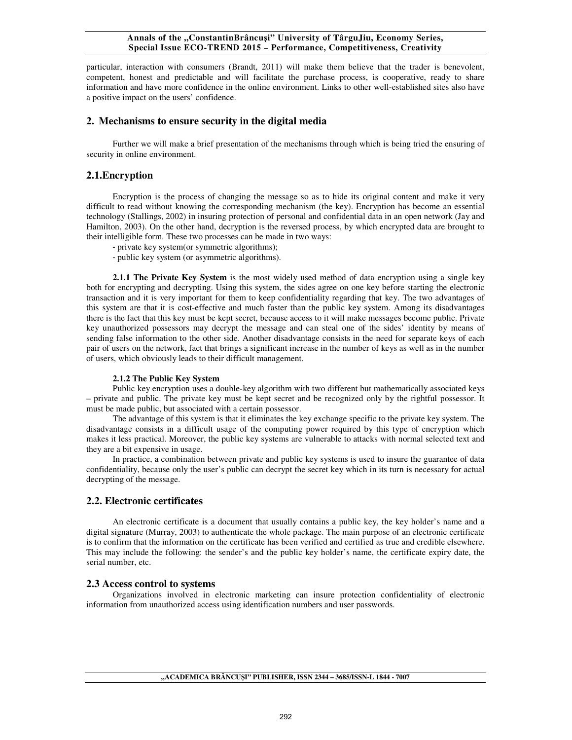particular, interaction with consumers (Brandt, 2011) will make them believe that the trader is benevolent, competent, honest and predictable and will facilitate the purchase process, is cooperative, ready to share information and have more confidence in the online environment. Links to other well-established sites also have a positive impact on the users' confidence.

## 2. Mechanisms to ensure security in the digital media

Further we will make a brief presentation of the mechanisms through which is being tried the ensuring of security in online environment.

## 2.1.Encryption

Encryption is the process of changing the message so as to hide its original content and make it very difficult to read without knowing the corresponding mechanism (the key). Encryption has become an essential technology (Stallings, 2002) in insuring protection of personal and confidential data in an open network (Jay and Hamilton, 2003). On the other hand, decryption is the reversed process, by which encrypted data are brought to their intelligible form. These two processes can be made in two ways:

- private key system(or symmetric algorithms);
- public key system (or asymmetric algorithms).

**2.1.1 The Private Key System** is the most widely used method of data encryption using a single key both for encrypting and decrypting. Using this system, the sides agree on one key before starting the electronic transaction and it is very important for them to keep confidentiality regarding that key. The two advantages of this system are that it is cost-effective and much faster than the public key system. Among its disadvantages there is the fact that this key must be kept secret, because access to it will make messages become public. Private key unauthorized possessors may decrypt the message and can steal one of the sides' identity by means of sending false information to the other side. Another disadvantage consists in the need for separate keys of each pair of users on the network, fact that brings a significant increase in the number of keys as well as in the number of users, which obviously leads to their difficult management.

**2.1.2 The Public Key System**

Public key encryption uses a double-key algorithm with two different but mathematically associated keys – private and public. The private key must be kept secret and be recognized only by the rightful possessor. It must be made public, but associated with a certain possessor.

The advantage of this system is that it eliminates the key exchange specific to the private key system. The disadvantage consists in a difficult usage of the computing power required by this type of encryption which makes it less practical. Moreover, the public key systems are vulnerable to attacks with normal selected text and they are a bit expensive in usage.

In practice, a combination between private and public key systems is used to insure the guarantee of data confidentiality, because only the user's public can decrypt the secret key which in its turn is necessary for actual decrypting of the message.

## 2.2. Electronic certificates

An electronic certificate is a document that usually contains a public key, the key holder's name and a digital signature (Murray, 2003) to authenticate the whole package. The main purpose of an electronic certificate is to confirm that the information on the certificate has been verified and certified as true and credible elsewhere. This may include the following: the sender's and the public key holder's name, the certificate expiry date, the serial number, etc.

## 2.3 Access control to systems

Organizations involved in electronic marketing can insure protection confidentiality of electronic information from unauthorized access using identification numbers and user passwords.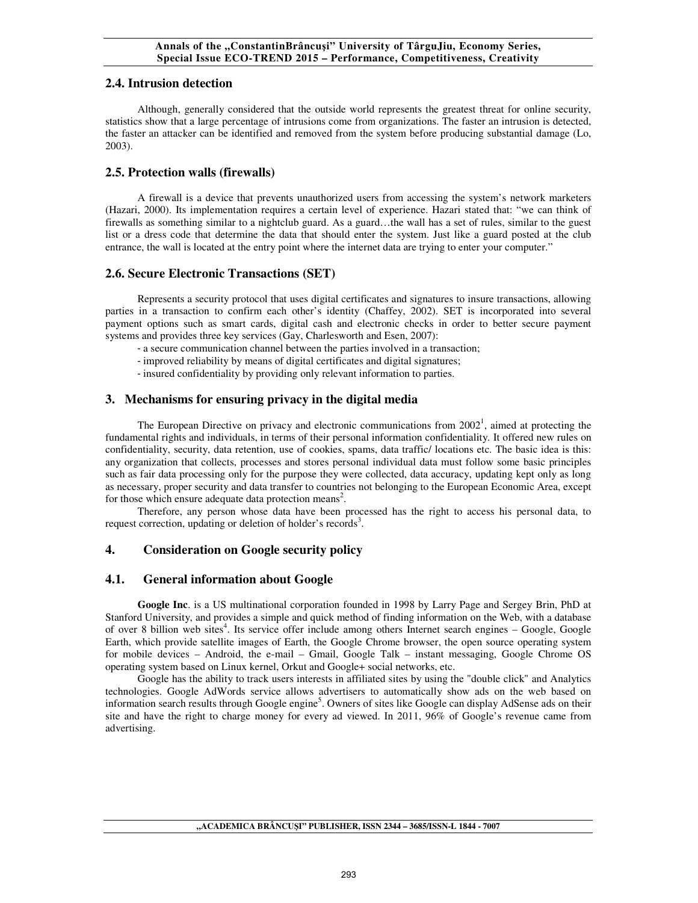## 2.4. Intrusion detection

Although, generally considered that the outside world represents the greatest threat for online security, statistics show that a large percentage of intrusions come from organizations. The faster an intrusion is detected, the faster an attacker can be identified and removed from the system before producing substantial damage (Lo, 2003).

## 2.5. Protection walls (firewalls)

A firewall is a device that prevents unauthorized users from accessing the system's network marketers (Hazari, 2000). Its implementation requires a certain level of experience. Hazari stated that: "we can think of firewalls as something similar to a nightclub guard. As a guard…the wall has a set of rules, similar to the guest list or a dress code that determine the data that should enter the system. Just like a guard posted at the club entrance, the wall is located at the entry point where the internet data are trying to enter your computer."

## 2.6. Secure Electronic Transactions (SET)

Represents a security protocol that uses digital certificates and signatures to insure transactions, allowing parties in a transaction to confirm each other's identity (Chaffey, 2002). SET is incorporated into several payment options such as smart cards, digital cash and electronic checks in order to better secure payment systems and provides three key services (Gay, Charlesworth and Esen, 2007):

- a secure communication channel between the parties involved in a transaction;
- improved reliability by means of digital certificates and digital signatures;
- insured confidentiality by providing only relevant information to parties.

# 3. Mechanisms for ensuring privacy in the digital media

The European Directive on privacy and electronic communications from 2002[1], aimed at protecting the fundamental rights and individuals, in terms of their personal information confidentiality. It offered new rules on confidentiality, security, data retention, use of cookies, spams, data traffic/ locations etc. The basic idea is this: any organization that collects, processes and stores personal individual data must follow some basic principles such as fair data processing only for the purpose they were collected, data accuracy, updating kept only as long as necessary, proper security and data transfer to countries not belonging to the European Economic Area, except for those which ensure adequate data protection means[2].

Therefore, any person whose data have been processed has the right to access his personal data, to request correction, updating or deletion of holder's records[3].

# 4. Consideration on Google security policy

## 4.1. General information about Google

**Google Inc**. is a US multinational corporation founded in 1998 by Larry Page and Sergey Brin, PhD at Stanford University, and provides a simple and quick method of finding information on the Web, with a database of over 8 billion web sites[4]. Its service offer include among others Internet search engines – Google, Google Earth, which provide satellite images of Earth, the Google Chrome browser, the open source operating system for mobile devices – Android, the e-mail – Gmail, Google Talk – instant messaging, Google Chrome OS operating system based on Linux kernel, Orkut and Google+ social networks, etc.

Google has the ability to track users interests in affiliated sites by using the "double click" and Analytics technologies. Google AdWords service allows advertisers to automatically show ads on the web based on information search results through Google engine[5]. Owners of sites like Google can display AdSense ads on their site and have the right to charge money for every ad viewed. In 2011, 96% of Google's revenue came from advertising.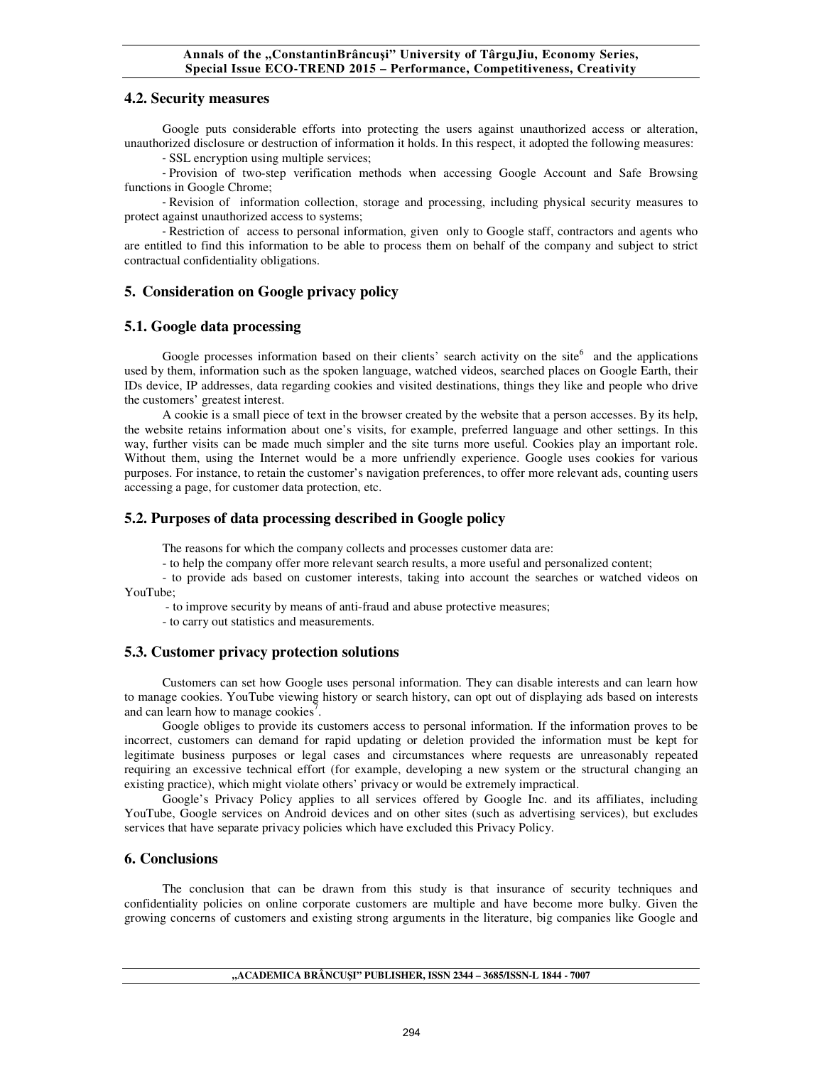## 4.2. Security measures

Google puts considerable efforts into protecting the users against unauthorized access or alteration, unauthorized disclosure or destruction of information it holds. In this respect, it adopted the following measures:

- SSL encryption using multiple services;
- Provision of two-step verification methods when accessing Google Account and Safe Browsing functions in Google Chrome;
- Revision of information collection, storage and processing, including physical security measures to protect against unauthorized access to systems;
- Restriction of access to personal information, given only to Google staff, contractors and agents who are entitled to find this information to be able to process them on behalf of the company and subject to strict contractual confidentiality obligations.

## 5. Consideration on Google privacy policy

## 5.1. Google data processing

Google processes information based on their clients' search activity on the site[6] and the applications used by them, information such as the spoken language, watched videos, searched places on Google Earth, their IDs device, IP addresses, data regarding cookies and visited destinations, things they like and people who drive the customers' greatest interest.

A cookie is a small piece of text in the browser created by the website that a person accesses. By its help, the website retains information about one's visits, for example, preferred language and other settings. In this way, further visits can be made much simpler and the site turns more useful. Cookies play an important role. Without them, using the Internet would be a more unfriendly experience. Google uses cookies for various purposes. For instance, to retain the customer's navigation preferences, to offer more relevant ads, counting users accessing a page, for customer data protection, etc.

## 5.2. Purposes of data processing described in Google policy

The reasons for which the company collects and processes customer data are:

- to help the company offer more relevant search results, a more useful and personalized content;
- to provide ads based on customer interests, taking into account the searches or watched videos on YouTube;
- to improve security by means of anti-fraud and abuse protective measures;
- to carry out statistics and measurements.

## 5.3. Customer privacy protection solutions

Customers can set how Google uses personal information. They can disable interests and can learn how to manage cookies. YouTube viewing history or search history, can opt out of displaying ads based on interests and can learn how to manage cookies[7].

Google obliges to provide its customers access to personal information. If the information proves to be incorrect, customers can demand for rapid updating or deletion provided the information must be kept for legitimate business purposes or legal cases and circumstances where requests are unreasonably repeated requiring an excessive technical effort (for example, developing a new system or the structural changing an existing practice), which might violate others' privacy or would be extremely impractical.

Google's Privacy Policy applies to all services offered by Google Inc. and its affiliates, including YouTube, Google services on Android devices and on other sites (such as advertising services), but excludes services that have separate privacy policies which have excluded this Privacy Policy.

## 6. Conclusions

The conclusion that can be drawn from this study is that insurance of security techniques and confidentiality policies on online corporate customers are multiple and have become more bulky. Given the growing concerns of customers and existing strong arguments in the literature, big companies like Google and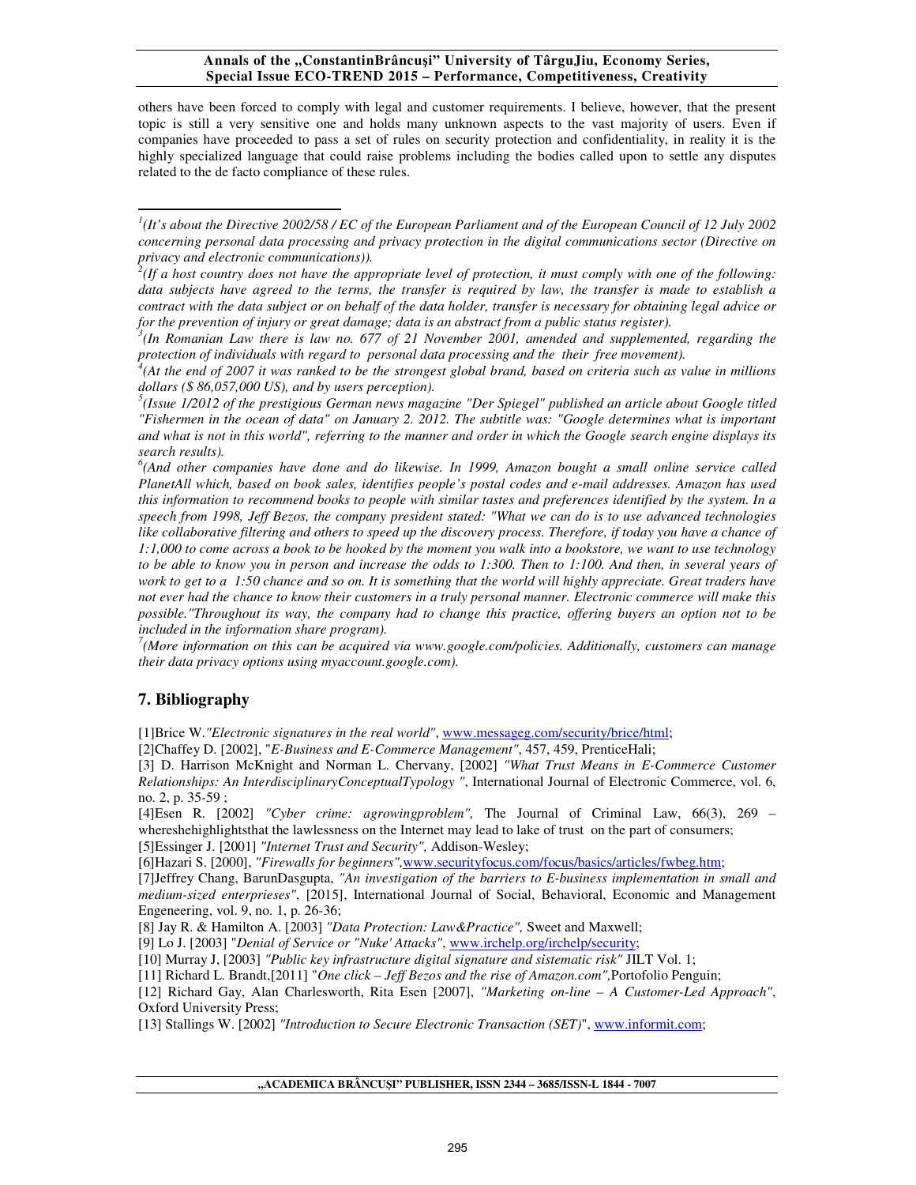others have been forced to comply with legal and customer requirements. I believe, however, that the present topic is still a very sensitive one and holds many unknown aspects to the vast majority of users. Even if companies have proceeded to pass a set of rules on security protection and confidentiality, in reality it is the highly specialized language that could raise problems including the bodies called upon to settle any disputes related to the de facto compliance of these rules.

---

[1]*(It's about the Directive 2002/58 / EC of the European Parliament and of the European Council of 12 July 2002 concerning personal data processing and privacy protection in the digital communications sector (Directive on privacy and electronic communications)).*

[2]*(If a host country does not have the appropriate level of protection, it must comply with one of the following: data subjects have agreed to the terms, the transfer is required by law, the transfer is made to establish a contract with the data subject or on behalf of the data holder, transfer is necessary for obtaining legal advice or for the prevention of injury or great damage; data is an abstract from a public status register).*

[3]*(In Romanian Law there is law no. 677 of 21 November 2001, amended and supplemented, regarding the protection of individuals with regard to personal data processing and the their free movement).*

[4]*(At the end of 2007 it was ranked to be the strongest global brand, based on criteria such as value in millions dollars ($ 86,057,000 US), and by users perception).*

[5]*(Issue 1/2012 of the prestigious German news magazine "Der Spiegel" published an article about Google titled "Fishermen in the ocean of data" on January 2. 2012. The subtitle was: "Google determines what is important and what is not in this world", referring to the manner and order in which the Google search engine displays its search results).*

[6]*(And other companies have done and do likewise. In 1999, Amazon bought a small online service called PlanetAll which, based on book sales, identifies people's postal codes and e-mail addresses. Amazon has used this information to recommend books to people with similar tastes and preferences identified by the system. In a speech from 1998, Jeff Bezos, the company president stated: "What we can do is to use advanced technologies like collaborative filtering and others to speed up the discovery process. Therefore, if today you have a chance of 1:1,000 to come across a book to be hooked by the moment you walk into a bookstore, we want to use technology to be able to know you in person and increase the odds to 1:300. Then to 1:100. And then, in several years of work to get to a 1:50 chance and so on. It is something that the world will highly appreciate. Great traders have not ever had the chance to know their customers in a truly personal manner. Electronic commerce will make this possible."Throughout its way, the company had to change this practice, offering buyers an option not to be included in the information share program).*

[7]*(More information on this can be acquired via www.google.com/policies. Additionally, customers can manage their data privacy options using myaccount.google.com).*

## 7. Bibliography

[1]Brice W.*"Electronic signatures in the real world"*, www.messageg.com/security/brice/html;

[2]Chaffey D. [2002], "*E-Business and E-Commerce Management"*, 457, 459, PrenticeHali;

[3] D. Harrison McKnight and Norman L. Chervany, [2002] *"What Trust Means in E-Commerce Customer Relationships: An InterdisciplinaryConceptualTypology "*, International Journal of Electronic Commerce, vol. 6, no. 2, p. 35-59 ;

[4]Esen R. [2002] *"Cyber crime: agrowingproblem"*, The Journal of Criminal Law, 66(3), 269 – whereshehighlightsthat the lawlessness on the Internet may lead to lake of trust on the part of consumers;

[5]Essinger J. [2001] *"Internet Trust and Security"*, Addison-Wesley;

[6]Hazari S. [2000], *"Firewalls for beginners"*,www.securityfocus.com/focus/basics/articles/fwbeg.htm;

[7]Jeffrey Chang, BarunDasgupta, *"An investigation of the barriers to E-business implementation in small and medium-sized enterprieses"*, [2015], International Journal of Social, Behavioral, Economic and Management Engeneering, vol. 9, no. 1, p. 26-36;

[8] Jay R. & Hamilton A. [2003] *"Data Protection: Law&Practice"*, Sweet and Maxwell;

[9] Lo J. [2003] "*Denial of Service or "Nuke' Attacks"*, www.irchelp.org/irchelp/security;

[10] Murray J, [2003] *"Public key infrastructure digital signature and sistematic risk"* JILT Vol. 1;

[11] Richard L. Brandt,[2011] "*One click – Jeff Bezos and the rise of Amazon.com"*,Portofolio Penguin;

[12] Richard Gay, Alan Charlesworth, Rita Esen [2007], *"Marketing on-line – A Customer-Led Approach"*, Oxford University Press;

[13] Stallings W. [2002] *"Introduction to Secure Electronic Transaction (SET)*", www.informit.com;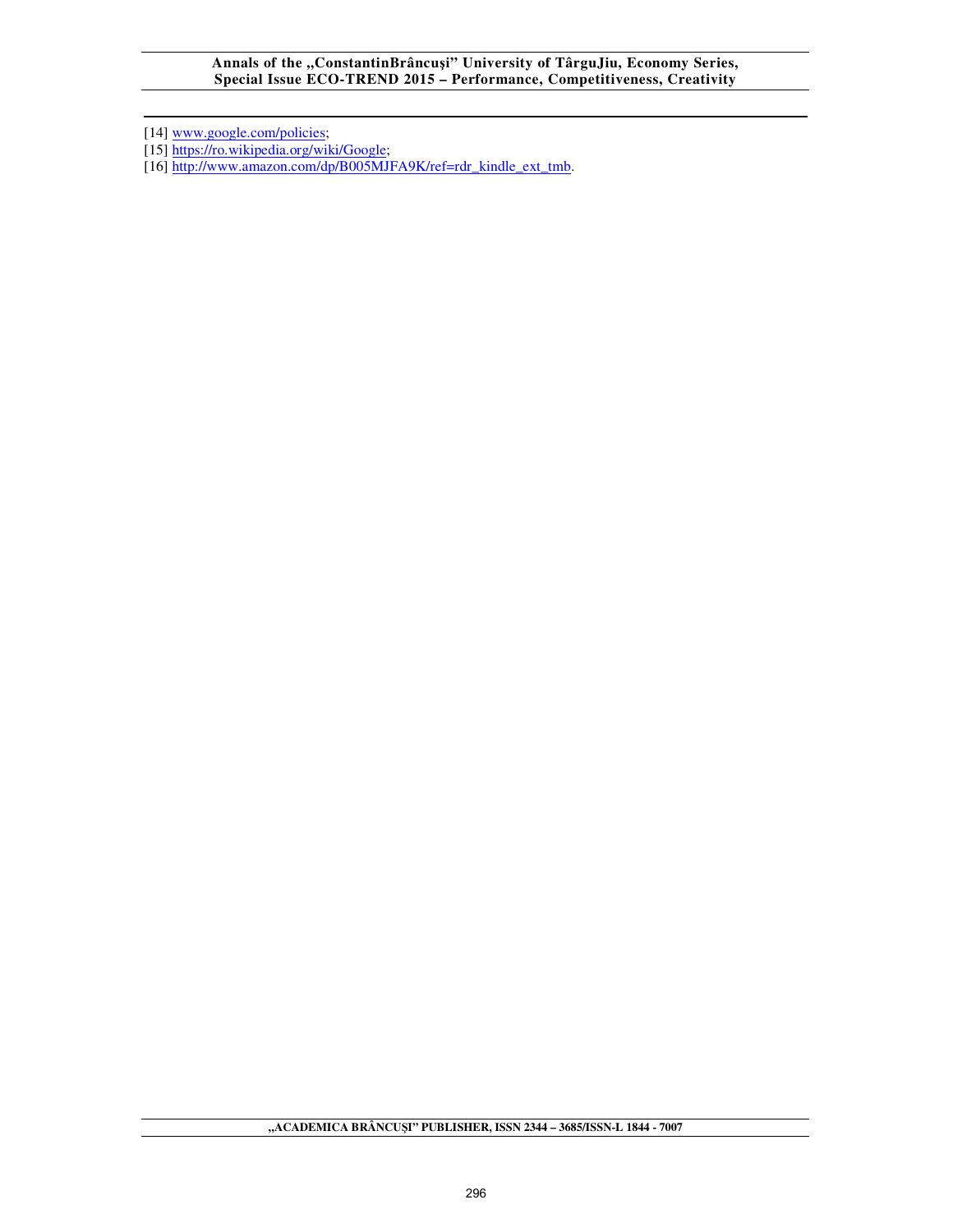[14] www.google.com/policies;

[15] https://ro.wikipedia.org/wiki/Google;

[16] http://www.amazon.com/dp/B005MJFA9K/ref=rdr_kindle_ext_tmb.